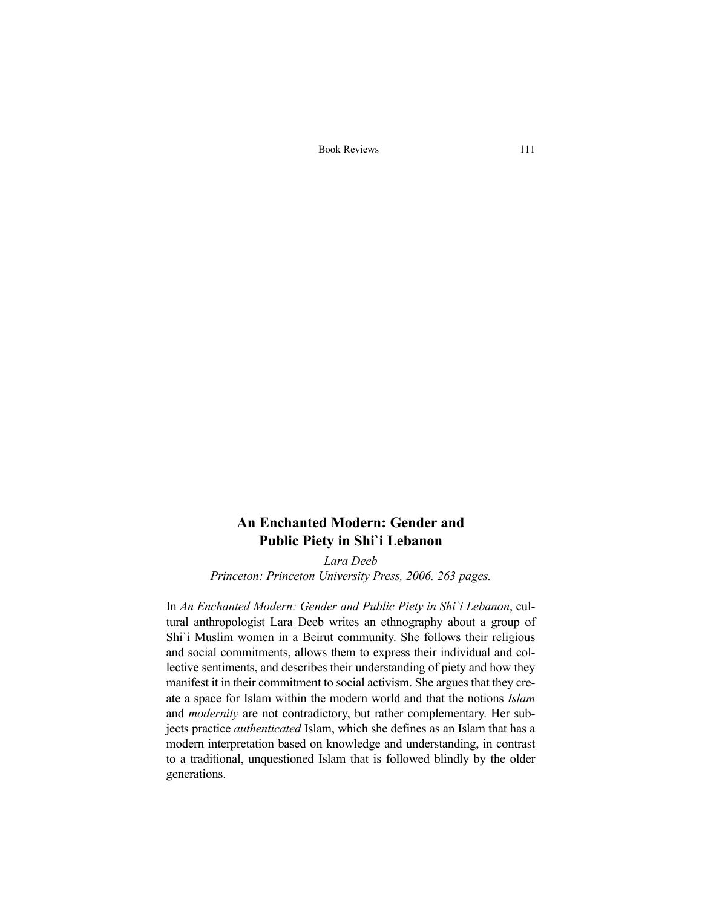# An Enchanted Modern: Gender and Public Piety in Shi`i Lebanon

*Lara Deeb*
*Princeton: Princeton University Press, 2006. 263 pages.*

In *An Enchanted Modern: Gender and Public Piety in Shi`i Lebanon*, cultural anthropologist Lara Deeb writes an ethnography about a group of Shi`i Muslim women in a Beirut community. She follows their religious and social commitments, allows them to express their individual and collective sentiments, and describes their understanding of piety and how they manifest it in their commitment to social activism. She argues that they create a space for Islam within the modern world and that the notions *Islam* and *modernity* are not contradictory, but rather complementary. Her subjects practice *authenticated* Islam, which she defines as an Islam that has a modern interpretation based on knowledge and understanding, in contrast to a traditional, unquestioned Islam that is followed blindly by the older generations.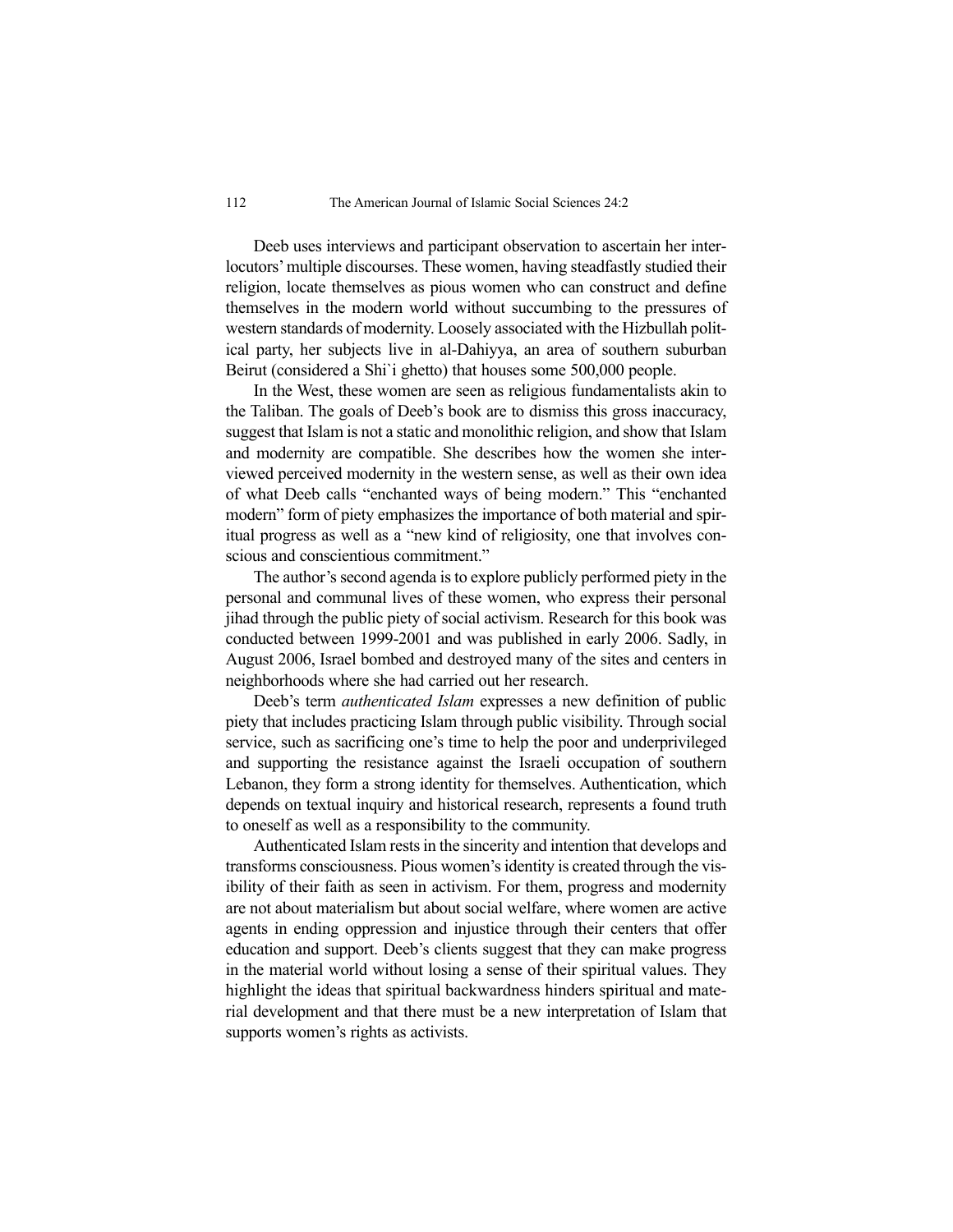Deeb uses interviews and participant observation to ascertain her interlocutors' multiple discourses. These women, having steadfastly studied their religion, locate themselves as pious women who can construct and define themselves in the modern world without succumbing to the pressures of western standards of modernity. Loosely associated with the Hizbullah political party, her subjects live in al-Dahiyya, an area of southern suburban Beirut (considered a Shi`i ghetto) that houses some 500,000 people.

In the West, these women are seen as religious fundamentalists akin to the Taliban. The goals of Deeb's book are to dismiss this gross inaccuracy, suggest that Islam is not a static and monolithic religion, and show that Islam and modernity are compatible. She describes how the women she interviewed perceived modernity in the western sense, as well as their own idea of what Deeb calls "enchanted ways of being modern." This "enchanted modern" form of piety emphasizes the importance of both material and spiritual progress as well as a "new kind of religiosity, one that involves conscious and conscientious commitment."

The author's second agenda is to explore publicly performed piety in the personal and communal lives of these women, who express their personal jihad through the public piety of social activism. Research for this book was conducted between 1999-2001 and was published in early 2006. Sadly, in August 2006, Israel bombed and destroyed many of the sites and centers in neighborhoods where she had carried out her research.

Deeb's term *authenticated Islam* expresses a new definition of public piety that includes practicing Islam through public visibility. Through social service, such as sacrificing one's time to help the poor and underprivileged and supporting the resistance against the Israeli occupation of southern Lebanon, they form a strong identity for themselves. Authentication, which depends on textual inquiry and historical research, represents a found truth to oneself as well as a responsibility to the community.

Authenticated Islam rests in the sincerity and intention that develops and transforms consciousness. Pious women's identity is created through the visibility of their faith as seen in activism. For them, progress and modernity are not about materialism but about social welfare, where women are active agents in ending oppression and injustice through their centers that offer education and support. Deeb's clients suggest that they can make progress in the material world without losing a sense of their spiritual values. They highlight the ideas that spiritual backwardness hinders spiritual and material development and that there must be a new interpretation of Islam that supports women's rights as activists.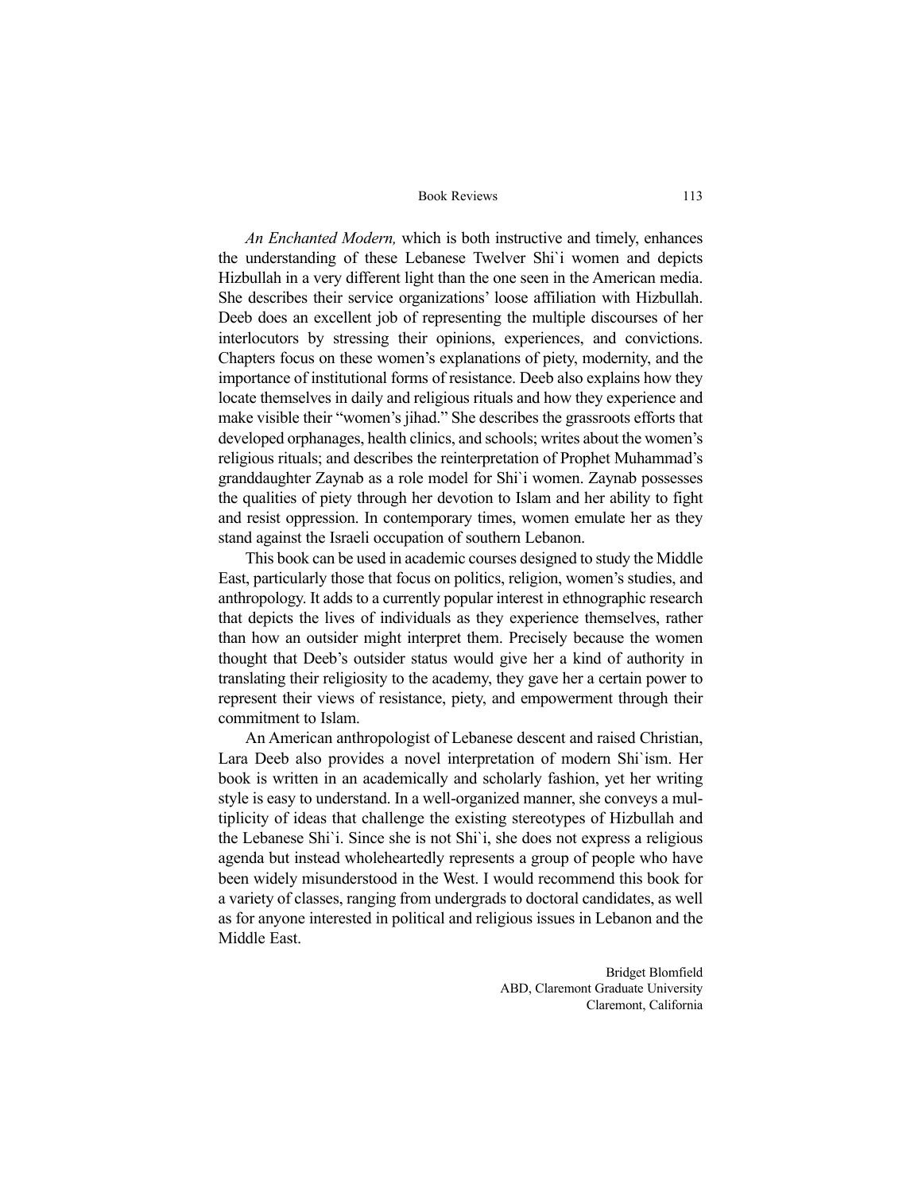*An Enchanted Modern,* which is both instructive and timely, enhances the understanding of these Lebanese Twelver Shi`i women and depicts Hizbullah in a very different light than the one seen in the American media. She describes their service organizations' loose affiliation with Hizbullah. Deeb does an excellent job of representing the multiple discourses of her interlocutors by stressing their opinions, experiences, and convictions. Chapters focus on these women's explanations of piety, modernity, and the importance of institutional forms of resistance. Deeb also explains how they locate themselves in daily and religious rituals and how they experience and make visible their "women's jihad." She describes the grassroots efforts that developed orphanages, health clinics, and schools; writes about the women's religious rituals; and describes the reinterpretation of Prophet Muhammad's granddaughter Zaynab as a role model for Shi`i women. Zaynab possesses the qualities of piety through her devotion to Islam and her ability to fight and resist oppression. In contemporary times, women emulate her as they stand against the Israeli occupation of southern Lebanon.

This book can be used in academic courses designed to study the Middle East, particularly those that focus on politics, religion, women's studies, and anthropology. It adds to a currently popular interest in ethnographic research that depicts the lives of individuals as they experience themselves, rather than how an outsider might interpret them. Precisely because the women thought that Deeb's outsider status would give her a kind of authority in translating their religiosity to the academy, they gave her a certain power to represent their views of resistance, piety, and empowerment through their commitment to Islam.

An American anthropologist of Lebanese descent and raised Christian, Lara Deeb also provides a novel interpretation of modern Shi`ism. Her book is written in an academically and scholarly fashion, yet her writing style is easy to understand. In a well-organized manner, she conveys a multiplicity of ideas that challenge the existing stereotypes of Hizbullah and the Lebanese Shi`i. Since she is not Shi`i, she does not express a religious agenda but instead wholeheartedly represents a group of people who have been widely misunderstood in the West. I would recommend this book for a variety of classes, ranging from undergrads to doctoral candidates, as well as for anyone interested in political and religious issues in Lebanon and the Middle East.

Bridget Blomfield
ABD, Claremont Graduate University
Claremont, California